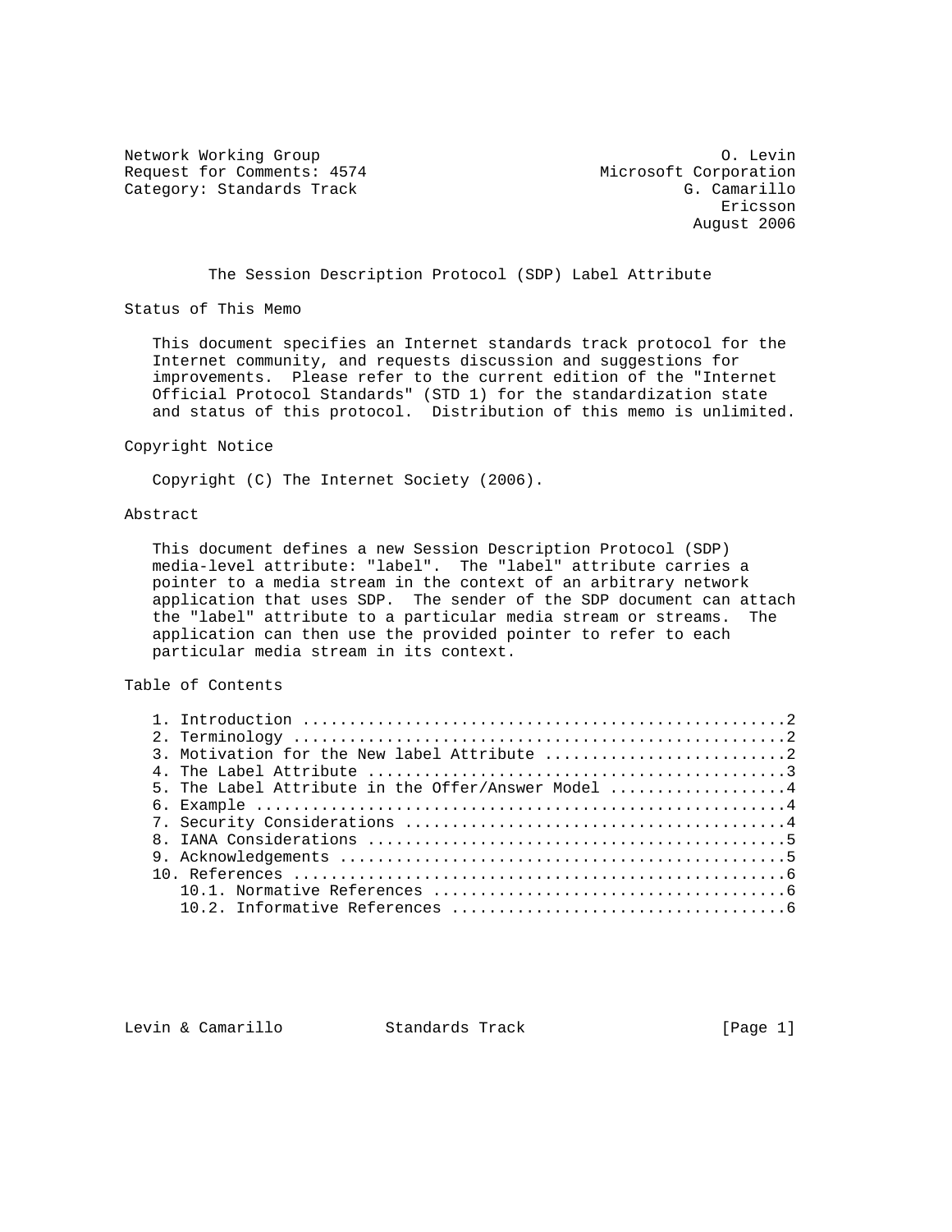Network Working Group                                           O. Levin
Request for Comments: 4574                         Microsoft Corporation
Category: Standards Track                                   G. Camarillo
                                                                Ericsson
                                                             August 2006

# The Session Description Protocol (SDP) Label Attribute

## Status of This Memo

This document specifies an Internet standards track protocol for the Internet community, and requests discussion and suggestions for improvements. Please refer to the current edition of the "Internet Official Protocol Standards" (STD 1) for the standardization state and status of this protocol. Distribution of this memo is unlimited.

## Copyright Notice

Copyright (C) The Internet Society (2006).

## Abstract

This document defines a new Session Description Protocol (SDP) media-level attribute: "label". The "label" attribute carries a pointer to a media stream in the context of an arbitrary network application that uses SDP. The sender of the SDP document can attach the "label" attribute to a particular media stream or streams. The application can then use the provided pointer to refer to each particular media stream in its context.

## Table of Contents

1. Introduction ....................................................2
2. Terminology .....................................................2
3. Motivation for the New label Attribute ..........................2
4. The Label Attribute .............................................3
5. The Label Attribute in the Offer/Answer Model ...................4
6. Example .........................................................4
7. Security Considerations .........................................4
8. IANA Considerations .............................................5
9. Acknowledgements ................................................5
10. References .....................................................6
    10.1. Normative References .....................................6
    10.2. Informative References ...................................6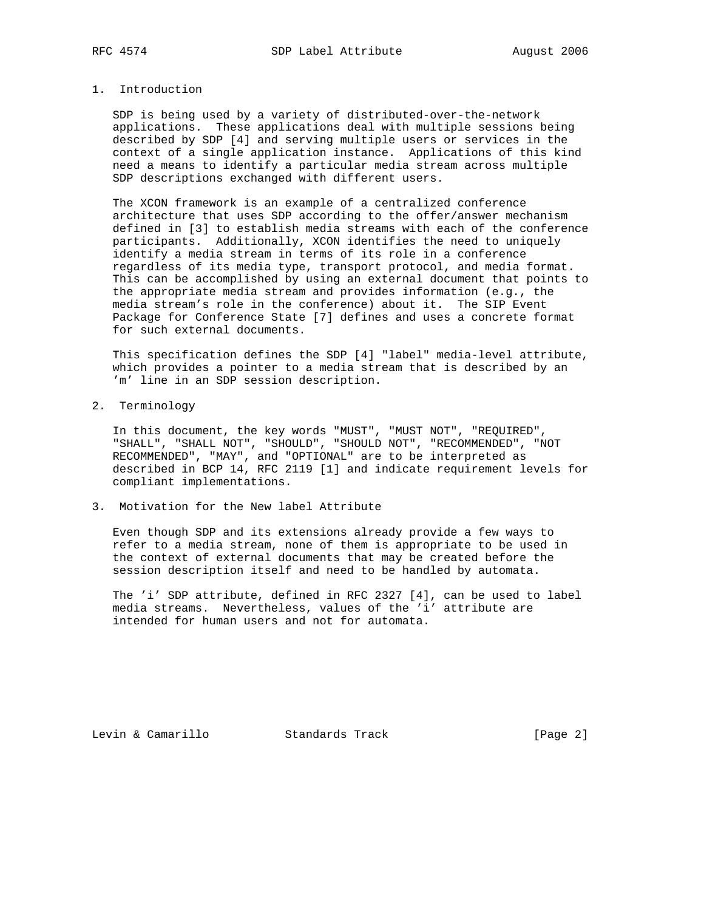## 1. Introduction

SDP is being used by a variety of distributed-over-the-network applications. These applications deal with multiple sessions being described by SDP [4] and serving multiple users or services in the context of a single application instance. Applications of this kind need a means to identify a particular media stream across multiple SDP descriptions exchanged with different users.

The XCON framework is an example of a centralized conference architecture that uses SDP according to the offer/answer mechanism defined in [3] to establish media streams with each of the conference participants. Additionally, XCON identifies the need to uniquely identify a media stream in terms of its role in a conference regardless of its media type, transport protocol, and media format. This can be accomplished by using an external document that points to the appropriate media stream and provides information (e.g., the media stream's role in the conference) about it. The SIP Event Package for Conference State [7] defines and uses a concrete format for such external documents.

This specification defines the SDP [4] "label" media-level attribute, which provides a pointer to a media stream that is described by an 'm' line in an SDP session description.

## 2. Terminology

In this document, the key words "MUST", "MUST NOT", "REQUIRED", "SHALL", "SHALL NOT", "SHOULD", "SHOULD NOT", "RECOMMENDED", "NOT RECOMMENDED", "MAY", and "OPTIONAL" are to be interpreted as described in BCP 14, RFC 2119 [1] and indicate requirement levels for compliant implementations.

## 3. Motivation for the New label Attribute

Even though SDP and its extensions already provide a few ways to refer to a media stream, none of them is appropriate to be used in the context of external documents that may be created before the session description itself and need to be handled by automata.

The 'i' SDP attribute, defined in RFC 2327 [4], can be used to label media streams. Nevertheless, values of the 'i' attribute are intended for human users and not for automata.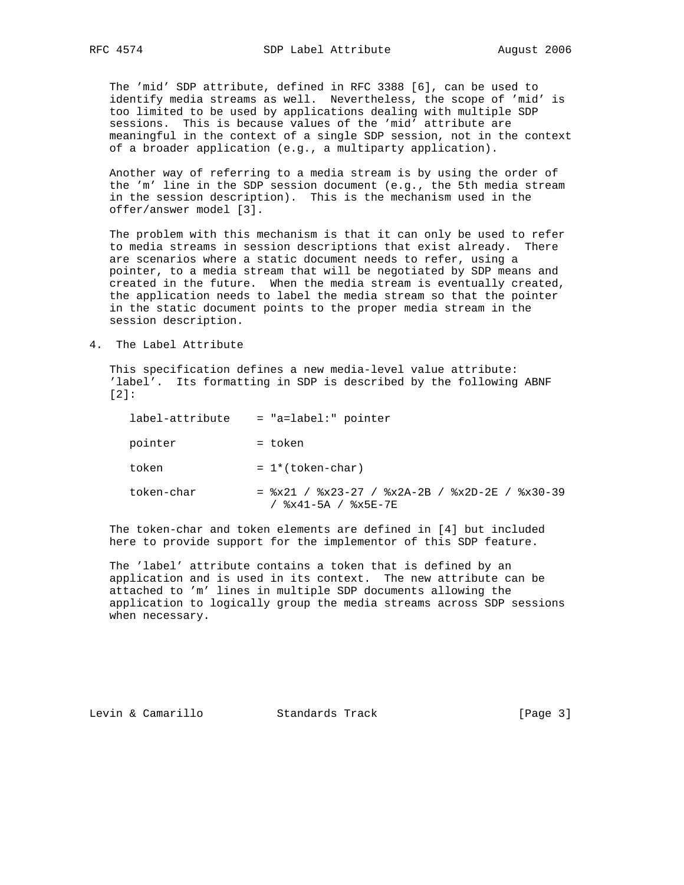The 'mid' SDP attribute, defined in RFC 3388 [6], can be used to identify media streams as well. Nevertheless, the scope of 'mid' is too limited to be used by applications dealing with multiple SDP sessions. This is because values of the 'mid' attribute are meaningful in the context of a single SDP session, not in the context of a broader application (e.g., a multiparty application).

Another way of referring to a media stream is by using the order of the 'm' line in the SDP session document (e.g., the 5th media stream in the session description). This is the mechanism used in the offer/answer model [3].

The problem with this mechanism is that it can only be used to refer to media streams in session descriptions that exist already. There are scenarios where a static document needs to refer, using a pointer, to a media stream that will be negotiated by SDP means and created in the future. When the media stream is eventually created, the application needs to label the media stream so that the pointer in the static document points to the proper media stream in the session description.

## 4. The Label Attribute

This specification defines a new media-level value attribute: 'label'. Its formatting in SDP is described by the following ABNF [2]:

```
label-attribute    = "a=label:" pointer

pointer            = token

token              = 1*(token-char)

token-char         = %x21 / %x23-27 / %x2A-2B / %x2D-2E / %x30-39
                     / %x41-5A / %x5E-7E
```

The token-char and token elements are defined in [4] but included here to provide support for the implementor of this SDP feature.

The 'label' attribute contains a token that is defined by an application and is used in its context. The new attribute can be attached to 'm' lines in multiple SDP documents allowing the application to logically group the media streams across SDP sessions when necessary.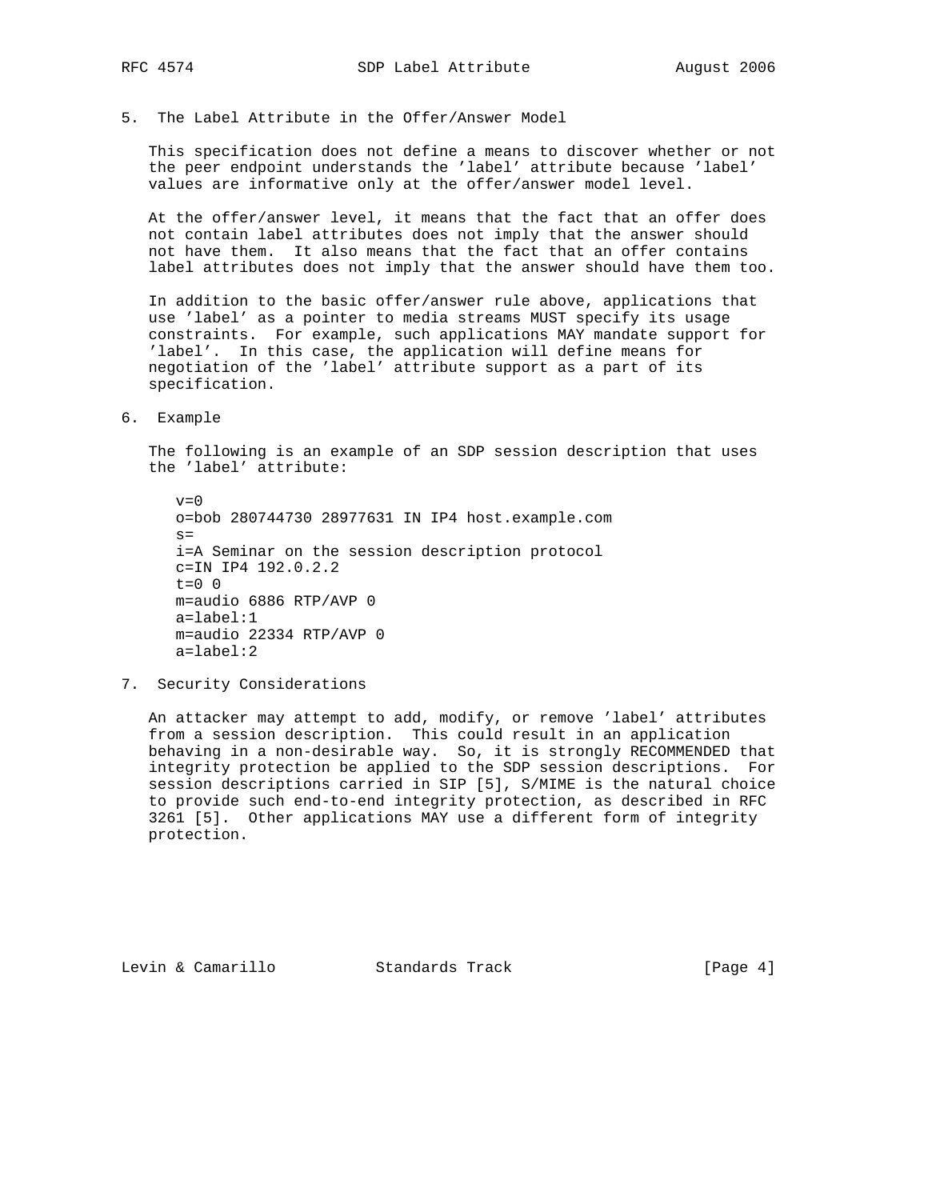## 5. The Label Attribute in the Offer/Answer Model

This specification does not define a means to discover whether or not the peer endpoint understands the 'label' attribute because 'label' values are informative only at the offer/answer model level.

At the offer/answer level, it means that the fact that an offer does not contain label attributes does not imply that the answer should not have them. It also means that the fact that an offer contains label attributes does not imply that the answer should have them too.

In addition to the basic offer/answer rule above, applications that use 'label' as a pointer to media streams MUST specify its usage constraints. For example, such applications MAY mandate support for 'label'. In this case, the application will define means for negotiation of the 'label' attribute support as a part of its specification.

## 6. Example

The following is an example of an SDP session description that uses the 'label' attribute:

```
v=0
o=bob 280744730 28977631 IN IP4 host.example.com
s=
i=A Seminar on the session description protocol
c=IN IP4 192.0.2.2
t=0 0
m=audio 6886 RTP/AVP 0
a=label:1
m=audio 22334 RTP/AVP 0
a=label:2
```

## 7. Security Considerations

An attacker may attempt to add, modify, or remove 'label' attributes from a session description. This could result in an application behaving in a non-desirable way. So, it is strongly RECOMMENDED that integrity protection be applied to the SDP session descriptions. For session descriptions carried in SIP [5], S/MIME is the natural choice to provide such end-to-end integrity protection, as described in RFC 3261 [5]. Other applications MAY use a different form of integrity protection.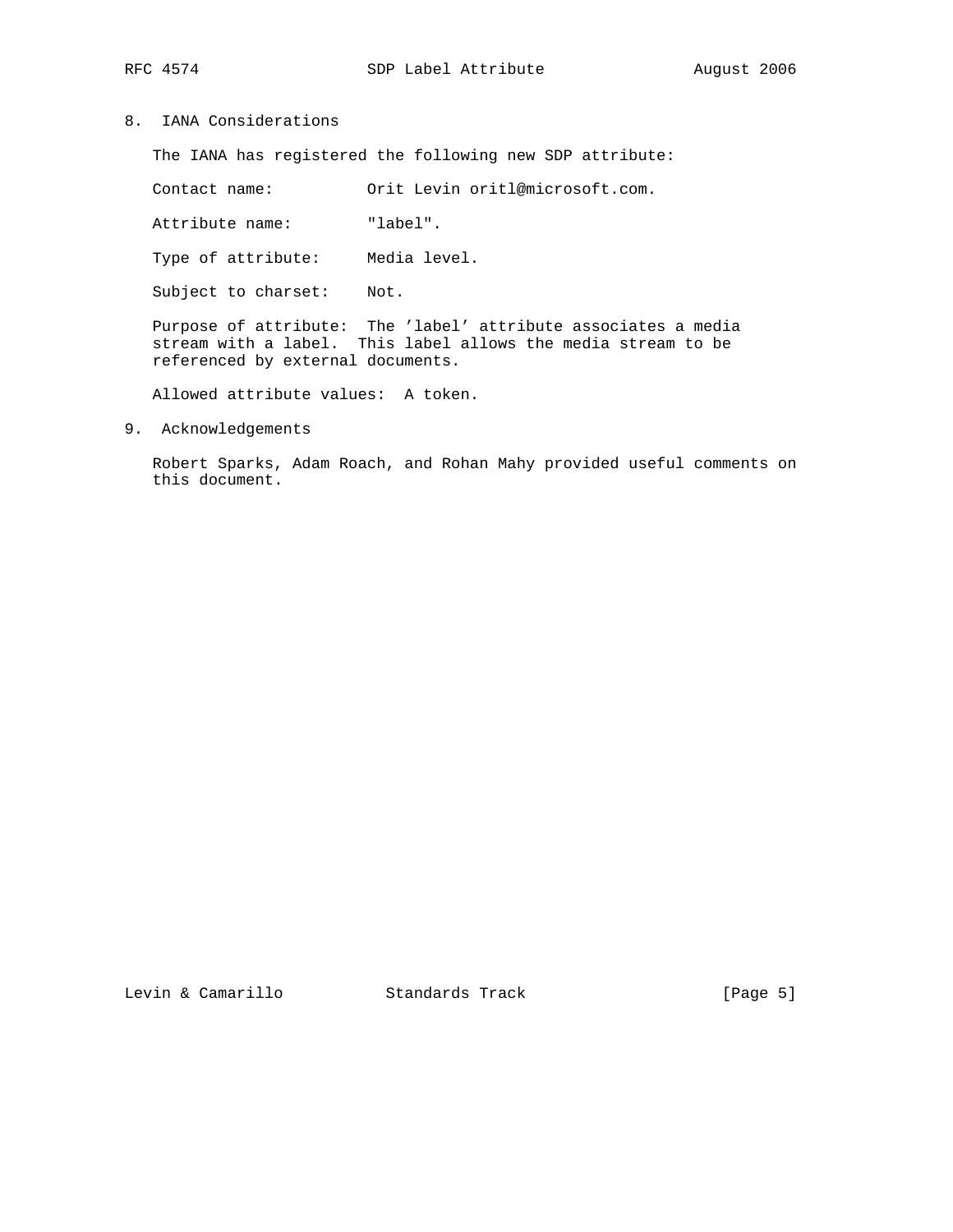## 8. IANA Considerations

The IANA has registered the following new SDP attribute:

Contact name: Orit Levin oritl@microsoft.com.

Attribute name: "label".

Type of attribute: Media level.

Subject to charset: Not.

Purpose of attribute: The 'label' attribute associates a media stream with a label. This label allows the media stream to be referenced by external documents.

Allowed attribute values: A token.

## 9. Acknowledgements

Robert Sparks, Adam Roach, and Rohan Mahy provided useful comments on this document.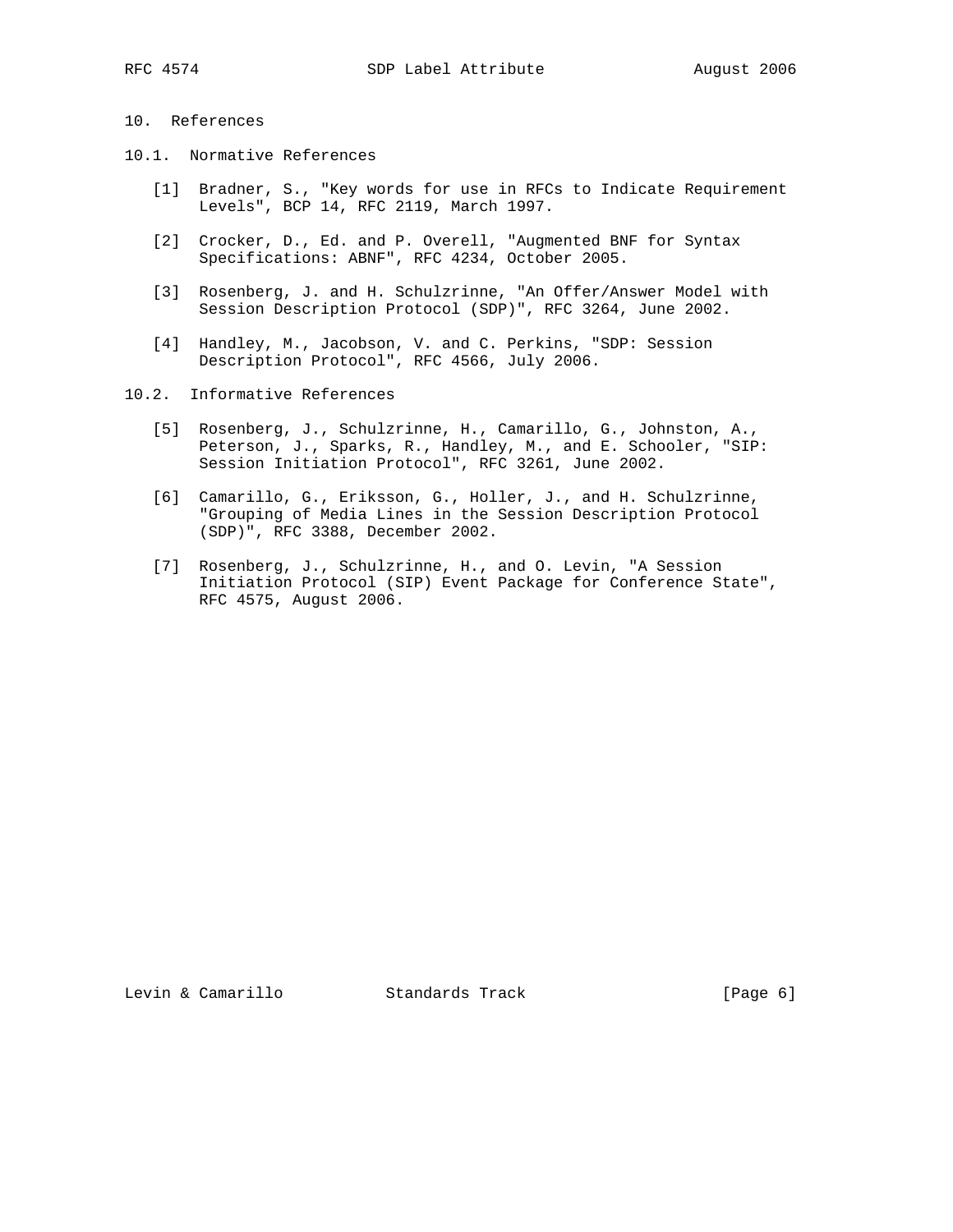# 10. References

## 10.1. Normative References

[1] Bradner, S., "Key words for use in RFCs to Indicate Requirement Levels", BCP 14, RFC 2119, March 1997.

[2] Crocker, D., Ed. and P. Overell, "Augmented BNF for Syntax Specifications: ABNF", RFC 4234, October 2005.

[3] Rosenberg, J. and H. Schulzrinne, "An Offer/Answer Model with Session Description Protocol (SDP)", RFC 3264, June 2002.

[4] Handley, M., Jacobson, V. and C. Perkins, "SDP: Session Description Protocol", RFC 4566, July 2006.

## 10.2. Informative References

[5] Rosenberg, J., Schulzrinne, H., Camarillo, G., Johnston, A., Peterson, J., Sparks, R., Handley, M., and E. Schooler, "SIP: Session Initiation Protocol", RFC 3261, June 2002.

[6] Camarillo, G., Eriksson, G., Holler, J., and H. Schulzrinne, "Grouping of Media Lines in the Session Description Protocol (SDP)", RFC 3388, December 2002.

[7] Rosenberg, J., Schulzrinne, H., and O. Levin, "A Session Initiation Protocol (SIP) Event Package for Conference State", RFC 4575, August 2006.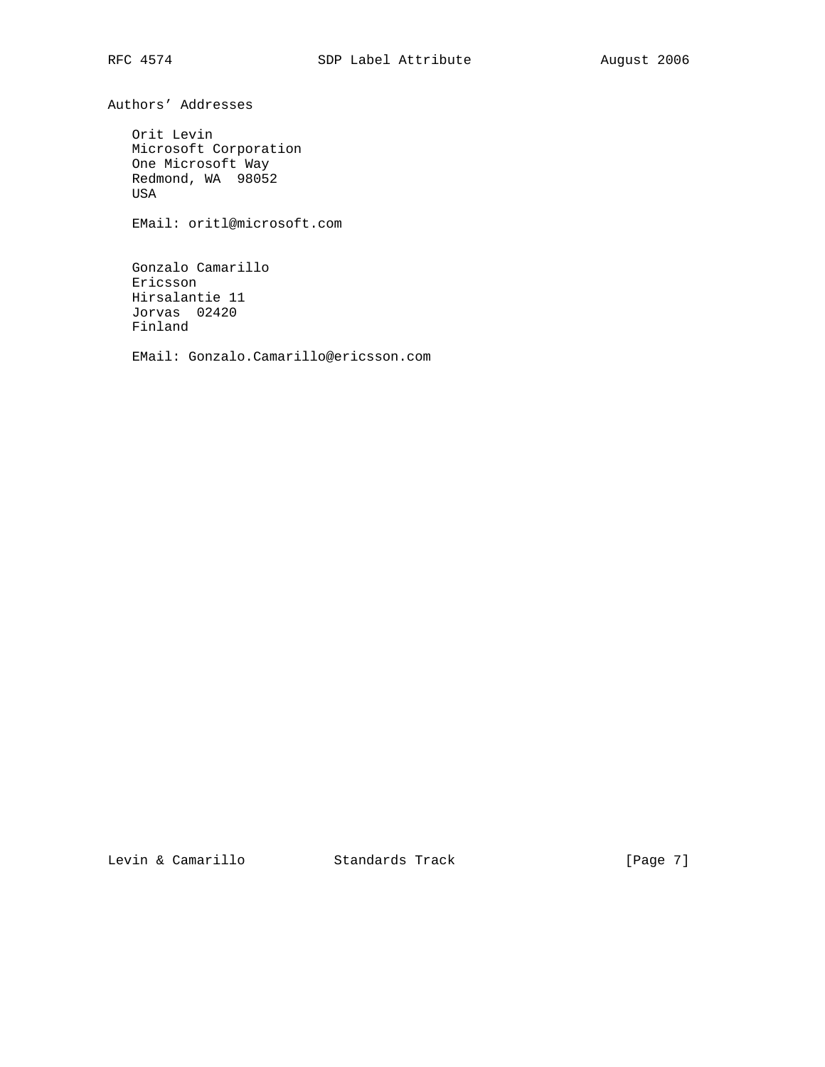## Authors' Addresses

Orit Levin
Microsoft Corporation
One Microsoft Way
Redmond, WA  98052
USA

EMail: oritl@microsoft.com

Gonzalo Camarillo
Ericsson
Hirsalantie 11
Jorvas  02420
Finland

EMail: Gonzalo.Camarillo@ericsson.com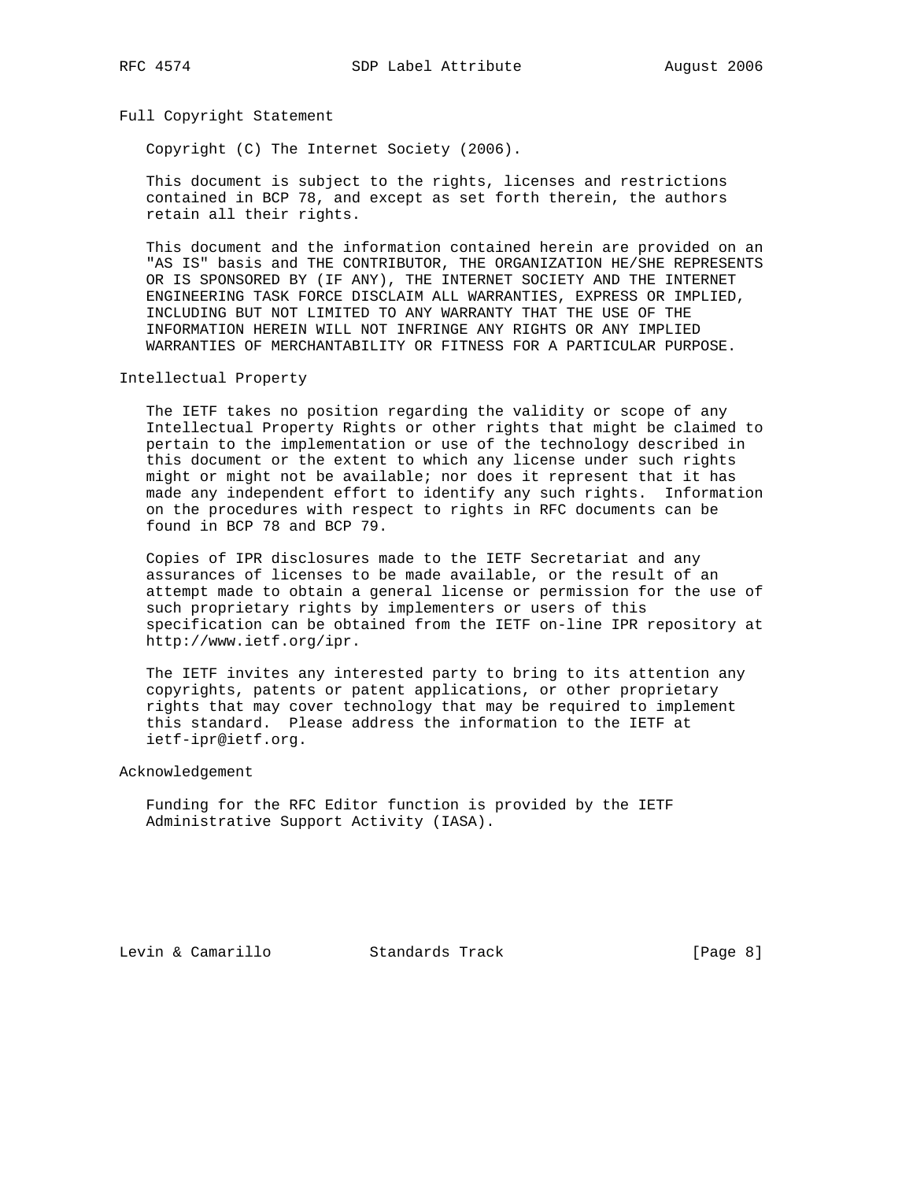## Full Copyright Statement

Copyright (C) The Internet Society (2006).

This document is subject to the rights, licenses and restrictions contained in BCP 78, and except as set forth therein, the authors retain all their rights.

This document and the information contained herein are provided on an "AS IS" basis and THE CONTRIBUTOR, THE ORGANIZATION HE/SHE REPRESENTS OR IS SPONSORED BY (IF ANY), THE INTERNET SOCIETY AND THE INTERNET ENGINEERING TASK FORCE DISCLAIM ALL WARRANTIES, EXPRESS OR IMPLIED, INCLUDING BUT NOT LIMITED TO ANY WARRANTY THAT THE USE OF THE INFORMATION HEREIN WILL NOT INFRINGE ANY RIGHTS OR ANY IMPLIED WARRANTIES OF MERCHANTABILITY OR FITNESS FOR A PARTICULAR PURPOSE.

## Intellectual Property

The IETF takes no position regarding the validity or scope of any Intellectual Property Rights or other rights that might be claimed to pertain to the implementation or use of the technology described in this document or the extent to which any license under such rights might or might not be available; nor does it represent that it has made any independent effort to identify any such rights. Information on the procedures with respect to rights in RFC documents can be found in BCP 78 and BCP 79.

Copies of IPR disclosures made to the IETF Secretariat and any assurances of licenses to be made available, or the result of an attempt made to obtain a general license or permission for the use of such proprietary rights by implementers or users of this specification can be obtained from the IETF on-line IPR repository at http://www.ietf.org/ipr.

The IETF invites any interested party to bring to its attention any copyrights, patents or patent applications, or other proprietary rights that may cover technology that may be required to implement this standard. Please address the information to the IETF at ietf-ipr@ietf.org.

## Acknowledgement

Funding for the RFC Editor function is provided by the IETF Administrative Support Activity (IASA).